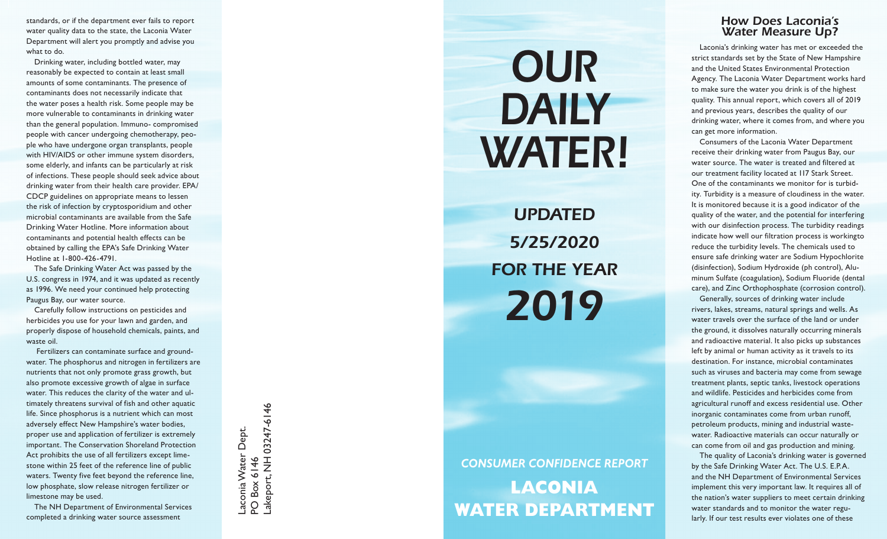# OUR DAILY WATER!

## UPDATED 5/25/2020 FOR THE YEAR 2019

*CONSUMER CONFIDENCE REPORT*

**LACONIA WATER DEPARTMENT**

Laconia Water Dept.
PO Box 6146
Lakeport, NH 03247-6146

## How Does Laconia's Water Measure Up?

Laconia's drinking water has met or exceeded the strict standards set by the State of New Hampshire and the United States Environmental Protection Agency. The Laconia Water Department works hard to make sure the water you drink is of the highest quality. This annual report, which covers all of 2019 and previous years, describes the quality of our drinking water, where it comes from, and where you can get more information.

Consumers of the Laconia Water Department receive their drinking water from Paugus Bay, our water source. The water is treated and filtered at our treatment facility located at 117 Stark Street. One of the contaminants we monitor for is turbidity. Turbidity is a measure of cloudiness in the water. It is monitored because it is a good indicator of the quality of the water, and the potential for interfering with our disinfection process. The turbidity readings indicate how well our filtration process is workingto reduce the turbidity levels. The chemicals used to ensure safe drinking water are Sodium Hypochlorite (disinfection), Sodium Hydroxide (ph control), Aluminum Sulfate (coagulation), Sodium Fluoride (dental care), and Zinc Orthophosphate (corrosion control).

Generally, sources of drinking water include rivers, lakes, streams, natural springs and wells. As water travels over the surface of the land or under the ground, it dissolves naturally occurring minerals and radioactive material. It also picks up substances left by animal or human activity as it travels to its destination. For instance, microbial contaminates such as viruses and bacteria may come from sewage treatment plants, septic tanks, livestock operations and wildlife. Pesticides and herbicides come from agricultural runoff and excess residential use. Other inorganic contaminates come from urban runoff, petroleum products, mining and industrial wastewater. Radioactive materials can occur naturally or can come from oil and gas production and mining.

The quality of Laconia's drinking water is governed by the Safe Drinking Water Act. The U.S. E.P.A. and the NH Department of Environmental Services implement this very important law. It requires all of the nation's water suppliers to meet certain drinking water standards and to monitor the water regularly. If our test results ever violates one of these standards, or if the department ever fails to report water quality data to the state, the Laconia Water Department will alert you promptly and advise you what to do.

Drinking water, including bottled water, may reasonably be expected to contain at least small amounts of some contaminants. The presence of contaminants does not necessarily indicate that the water poses a health risk. Some people may be more vulnerable to contaminants in drinking water than the general population. Immuno- compromised people with cancer undergoing chemotherapy, people who have undergone organ transplants, people with HIV/AIDS or other immune system disorders, some elderly, and infants can be particularly at risk of infections. These people should seek advice about drinking water from their health care provider. EPA/CDCP guidelines on appropriate means to lessen the risk of infection by cryptosporidium and other microbial contaminants are available from the Safe Drinking Water Hotline. More information about contaminants and potential health effects can be obtained by calling the EPA's Safe Drinking Water Hotline at 1-800-426-4791.

The Safe Drinking Water Act was passed by the U.S. congress in 1974, and it was updated as recently as 1996. We need your continued help protecting Paugus Bay, our water source.

Carefully follow instructions on pesticides and herbicides you use for your lawn and garden, and properly dispose of household chemicals, paints, and waste oil.

Fertilizers can contaminate surface and groundwater. The phosphorus and nitrogen in fertilizers are nutrients that not only promote grass growth, but also promote excessive growth of algae in surface water. This reduces the clarity of the water and ultimately threatens survival of fish and other aquatic life. Since phosphorus is a nutrient which can most adversely effect New Hampshire's water bodies, proper use and application of fertilizer is extremely important. The Conservation Shoreland Protection Act prohibits the use of all fertilizers except limestone within 25 feet of the reference line of public waters. Twenty five feet beyond the reference line, low phosphate, slow release nitrogen fertilizer or limestone may be used.

The NH Department of Environmental Services completed a drinking water source assessment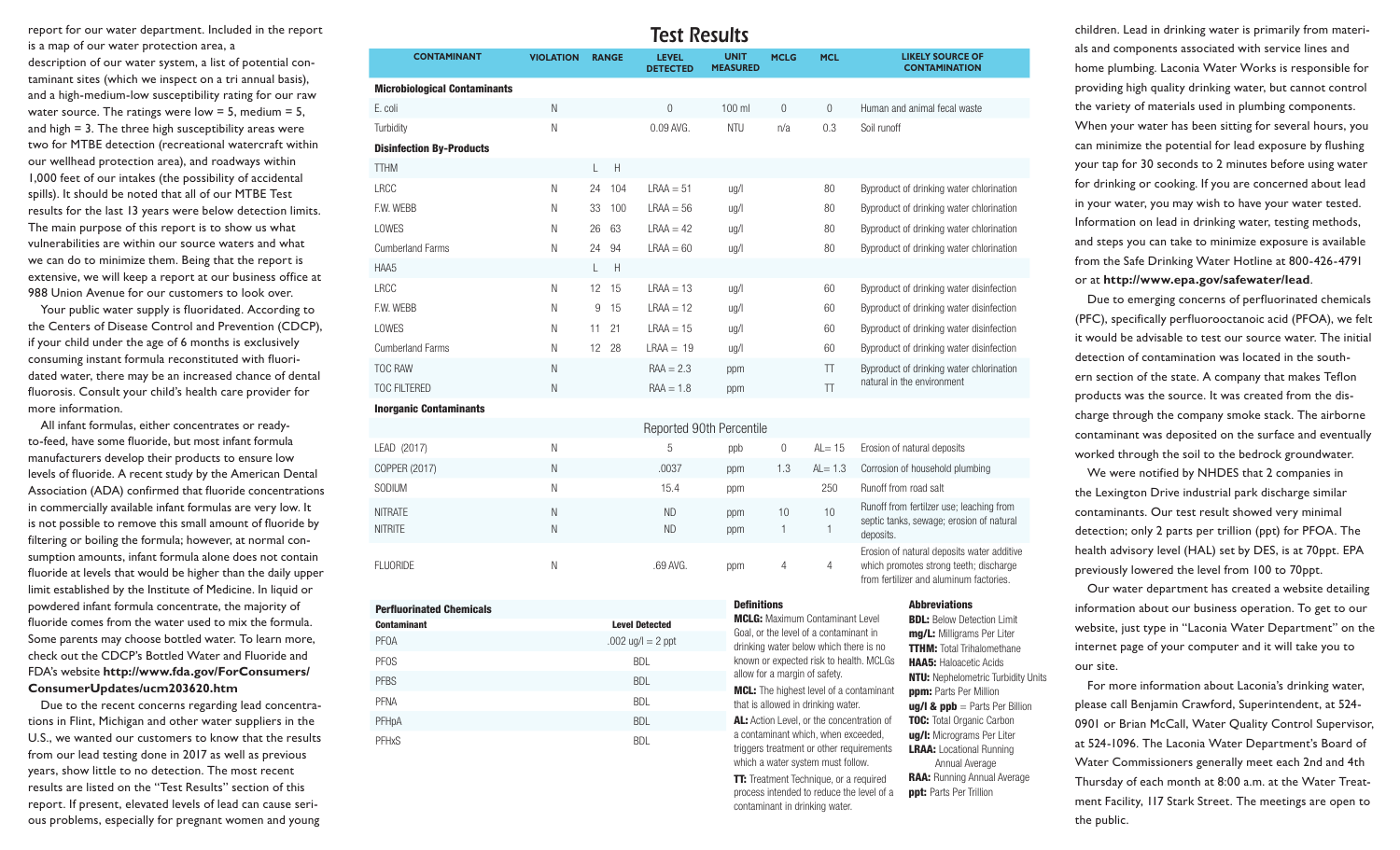report for our water department. Included in the report is a map of our water protection area, a description of our water system, a list of potential contaminant sites (which we inspect on a tri annual basis), and a high-medium-low susceptibility rating for our raw water source. The ratings were low = 5, medium = 5, and high = 3. The three high susceptibility areas were two for MTBE detection (recreational watercraft within our wellhead protection area), and roadways within 1,000 feet of our intakes (the possibility of accidental spills). It should be noted that all of our MTBE Test results for the last 13 years were below detection limits. The main purpose of this report is to show us what vulnerabilities are within our source waters and what we can do to minimize them. Being that the report is extensive, we will keep a report at our business office at 988 Union Avenue for our customers to look over.

Your public water supply is fluoridated. According to the Centers of Disease Control and Prevention (CDCP), if your child under the age of 6 months is exclusively consuming instant formula reconstituted with fluoridated water, there may be an increased chance of dental fluorosis. Consult your child's health care provider for more information.

All infant formulas, either concentrates or ready-to-feed, have some fluoride, but most infant formula manufacturers develop their products to ensure low levels of fluoride. A recent study by the American Dental Association (ADA) confirmed that fluoride concentrations in commercially available infant formulas are very low. It is not possible to remove this small amount of fluoride by filtering or boiling the formula; however, at normal consumption amounts, infant formula alone does not contain fluoride at levels that would be higher than the daily upper limit established by the Institute of Medicine. In liquid or powdered infant formula concentrate, the majority of fluoride comes from the water used to mix the formula. Some parents may choose bottled water. To learn more, check out the CDCP's Bottled Water and Fluoride and FDA's website **http://www.fda.gov/ForConsumers/ConsumerUpdates/ucm203620.htm**

Due to the recent concerns regarding lead concentrations in Flint, Michigan and other water suppliers in the U.S., we wanted our customers to know that the results from our lead testing done in 2017 as well as previous years, show little to no detection. The most recent results are listed on the "Test Results" section of this report. If present, elevated levels of lead can cause serious problems, especially for pregnant women and young

## Test Results

| CONTAMINANT | VIOLATION | RANGE | LEVEL DETECTED | UNIT MEASURED | MCLG | MCL | LIKELY SOURCE OF CONTAMINATION |
|---|---|---|---|---|---|---|---|
| **Microbiological Contaminants** | | | | | | | |
| E. coli | N | | 0 | 100 ml | 0 | 0 | Human and animal fecal waste |
| Turbidity | N | | 0.09 AVG. | NTU | n/a | 0.3 | Soil runoff |
| **Disinfection By-Products** | | | | | | | |
| TTHM | | L H | | | | | |
| LRCC | N | 24 104 | LRAA = 51 | ug/l | | 80 | Byproduct of drinking water chlorination |
| F.W. WEBB | N | 33 100 | LRAA = 56 | ug/l | | 80 | Byproduct of drinking water chlorination |
| LOWES | N | 26 63 | LRAA = 42 | ug/l | | 80 | Byproduct of drinking water chlorination |
| Cumberland Farms | N | 24 94 | LRAA = 60 | ug/l | | 80 | Byproduct of drinking water chlorination |
| HAA5 | | L H | | | | | |
| LRCC | N | 12 15 | LRAA = 13 | ug/l | | 60 | Byproduct of drinking water disinfection |
| F.W. WEBB | N | 9 15 | LRAA = 12 | ug/l | | 60 | Byproduct of drinking water disinfection |
| LOWES | N | 11 21 | LRAA = 15 | ug/l | | 60 | Byproduct of drinking water disinfection |
| Cumberland Farms | N | 12 28 | LRAA = 19 | ug/l | | 60 | Byproduct of drinking water disinfection |
| TOC RAW | N | | RAA = 2.3 | ppm | | TT | Byproduct of drinking water chlorination natural in the environment |
| TOC FILTERED | N | | RAA = 1.8 | ppm | | TT | |
| **Inorganic Contaminants** | | | | | | | |
| | | | Reported 90th Percentile | | | | |
| LEAD (2017) | N | | 5 | ppb | 0 | AL= 15 | Erosion of natural deposits |
| COPPER (2017) | N | | .0037 | ppm | 1.3 | AL= 1.3 | Corrosion of household plumbing |
| SODIUM | N | | 15.4 | ppm | | 250 | Runoff from road salt |
| NITRATE | N | | ND | ppm | 10 | 10 | Runoff from fertilzer use; leaching from septic tanks, sewage; erosion of natural deposits. |
| NITRITE | N | | ND | ppm | 1 | 1 | |
| FLUORIDE | N | | .69 AVG. | ppm | 4 | 4 | Erosion of natural deposits water additive which promotes strong teeth; discharge from fertilizer and aluminum factories. |

| **Perfluorinated Chemicals** | |
|---|---|
| **Contaminant** | **Level Detected** |
| PFOA | .002 ug/l = 2 ppt |
| PFOS | BDL |
| PFBS | BDL |
| PFNA | BDL |
| PFHpA | BDL |
| PFHxS | BDL |

**Definitions**

**MCLG:** Maximum Contaminant Level Goal, or the level of a contaminant in drinking water below which there is no known or expected risk to health. MCLGs allow for a margin of safety.

**MCL:** The highest level of a contaminant that is allowed in drinking water.

**AL:** Action Level, or the concentration of a contaminant which, when exceeded, triggers treatment or other requirements which a water system must follow.

**TT:** Treatment Technique, or a required process intended to reduce the level of a contaminant in drinking water.

**Abbreviations**

**BDL:** Below Detection Limit
**mg/L:** Milligrams Per Liter
**TTHM:** Total Trihalomethane
**HAA5:** Haloacetic Acids
**NTU:** Nephelometric Turbidity Units
**ppm:** Parts Per Million
**ug/l & ppb** = Parts Per Billion
**TOC:** Total Organic Carbon
**ug/l:** Micrograms Per Liter
**LRAA:** Locational Running Annual Average
**RAA:** Running Annual Average
**ppt:** Parts Per Trillion

children. Lead in drinking water is primarily from materials and components associated with service lines and home plumbing. Laconia Water Works is responsible for providing high quality drinking water, but cannot control the variety of materials used in plumbing components. When your water has been sitting for several hours, you can minimize the potential for lead exposure by flushing your tap for 30 seconds to 2 minutes before using water for drinking or cooking. If you are concerned about lead in your water, you may wish to have your water tested. Information on lead in drinking water, testing methods, and steps you can take to minimize exposure is available from the Safe Drinking Water Hotline at 800-426-4791 or at **http://www.epa.gov/safewater/lead**.

Due to emerging concerns of perfluorinated chemicals (PFC), specifically perfluorooctanoic acid (PFOA), we felt it would be advisable to test our source water. The initial detection of contamination was located in the southern section of the state. A company that makes Teflon products was the source. It was created from the discharge through the company smoke stack. The airborne contaminant was deposited on the surface and eventually worked through the soil to the bedrock groundwater.

We were notified by NHDES that 2 companies in the Lexington Drive industrial park discharge similar contaminants. Our test result showed very minimal detection; only 2 parts per trillion (ppt) for PFOA. The health advisory level (HAL) set by DES, is at 70ppt. EPA previously lowered the level from 100 to 70ppt.

Our water department has created a website detailing information about our business operation. To get to our website, just type in "Laconia Water Department" on the internet page of your computer and it will take you to our site.

For more information about Laconia's drinking water, please call Benjamin Crawford, Superintendent, at 524-0901 or Brian McCall, Water Quality Control Supervisor, at 524-1096. The Laconia Water Department's Board of Water Commissioners generally meet each 2nd and 4th Thursday of each month at 8:00 a.m. at the Water Treatment Facility, 117 Stark Street. The meetings are open to the public.